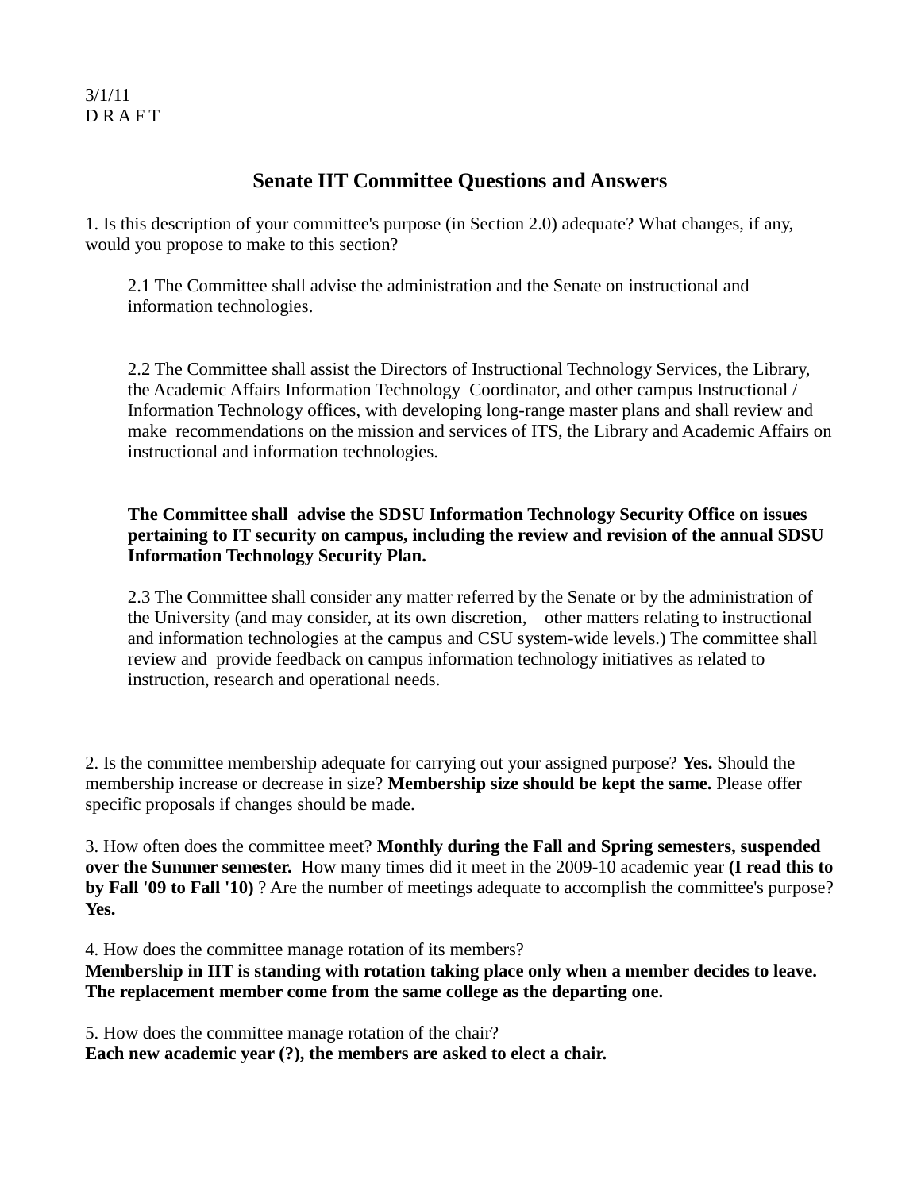3/1/11
D R A F T

# Senate IIT Committee Questions and Answers

1. Is this description of your committee's purpose (in Section 2.0) adequate? What changes, if any, would you propose to make to this section?

> 2.1 The Committee shall advise the administration and the Senate on instructional and information technologies.
>
> 2.2 The Committee shall assist the Directors of Instructional Technology Services, the Library, the Academic Affairs Information Technology Coordinator, and other campus Instructional / Information Technology offices, with developing long-range master plans and shall review and make recommendations on the mission and services of ITS, the Library and Academic Affairs on instructional and information technologies.
>
> **The Committee shall advise the SDSU Information Technology Security Office on issues pertaining to IT security on campus, including the review and revision of the annual SDSU Information Technology Security Plan.**
>
> 2.3 The Committee shall consider any matter referred by the Senate or by the administration of the University (and may consider, at its own discretion, other matters relating to instructional and information technologies at the campus and CSU system-wide levels.) The committee shall review and provide feedback on campus information technology initiatives as related to instruction, research and operational needs.

2. Is the committee membership adequate for carrying out your assigned purpose? **Yes.** Should the membership increase or decrease in size? **Membership size should be kept the same.** Please offer specific proposals if changes should be made.

3. How often does the committee meet? **Monthly during the Fall and Spring semesters, suspended over the Summer semester.** How many times did it meet in the 2009-10 academic year **(I read this to by Fall '09 to Fall '10)** ? Are the number of meetings adequate to accomplish the committee's purpose? **Yes.**

4. How does the committee manage rotation of its members?
**Membership in IIT is standing with rotation taking place only when a member decides to leave. The replacement member come from the same college as the departing one.**

5. How does the committee manage rotation of the chair?
**Each new academic year (?), the members are asked to elect a chair.**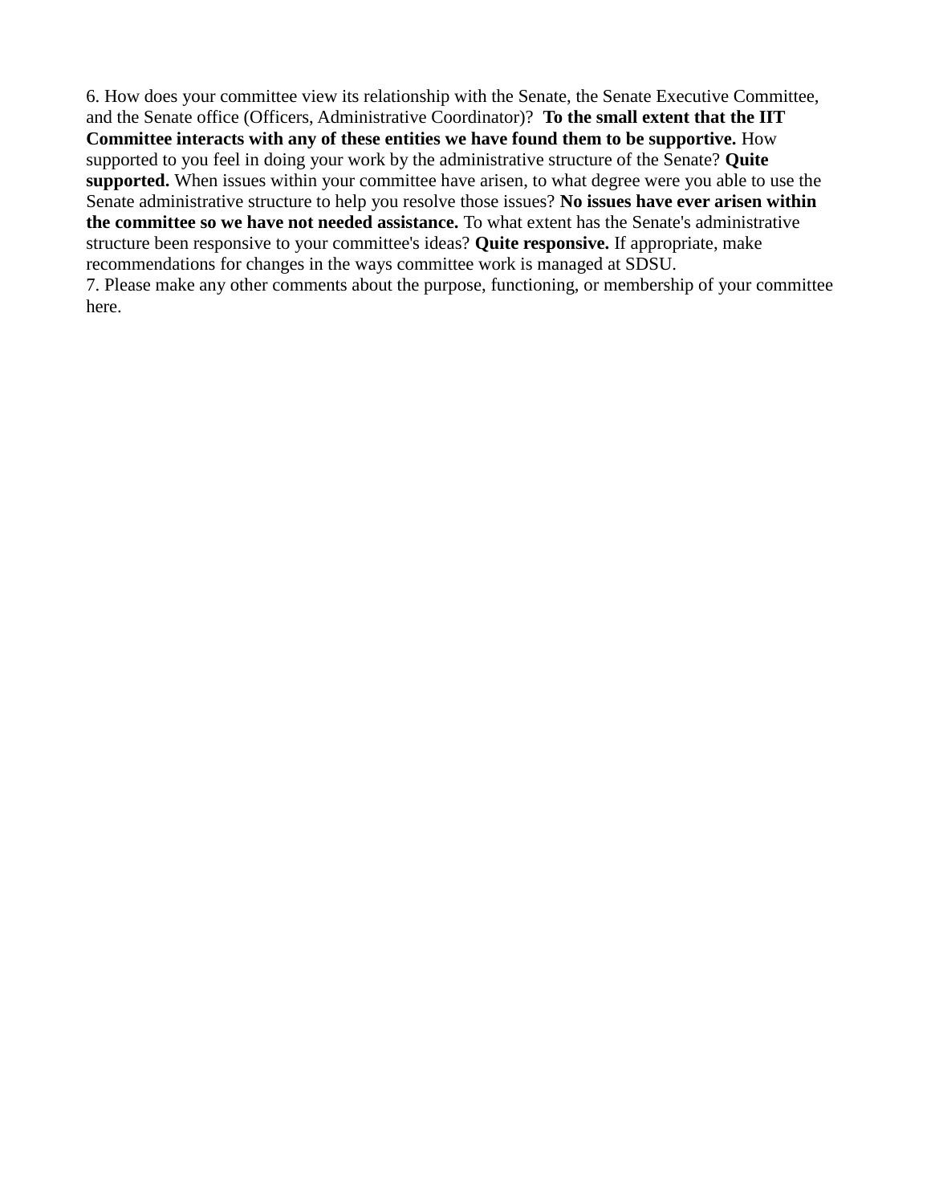6. How does your committee view its relationship with the Senate, the Senate Executive Committee, and the Senate office (Officers, Administrative Coordinator)? **To the small extent that the IIT Committee interacts with any of these entities we have found them to be supportive.** How supported to you feel in doing your work by the administrative structure of the Senate? **Quite supported.** When issues within your committee have arisen, to what degree were you able to use the Senate administrative structure to help you resolve those issues? **No issues have ever arisen within the committee so we have not needed assistance.** To what extent has the Senate's administrative structure been responsive to your committee's ideas? **Quite responsive.** If appropriate, make recommendations for changes in the ways committee work is managed at SDSU.

7. Please make any other comments about the purpose, functioning, or membership of your committee here.